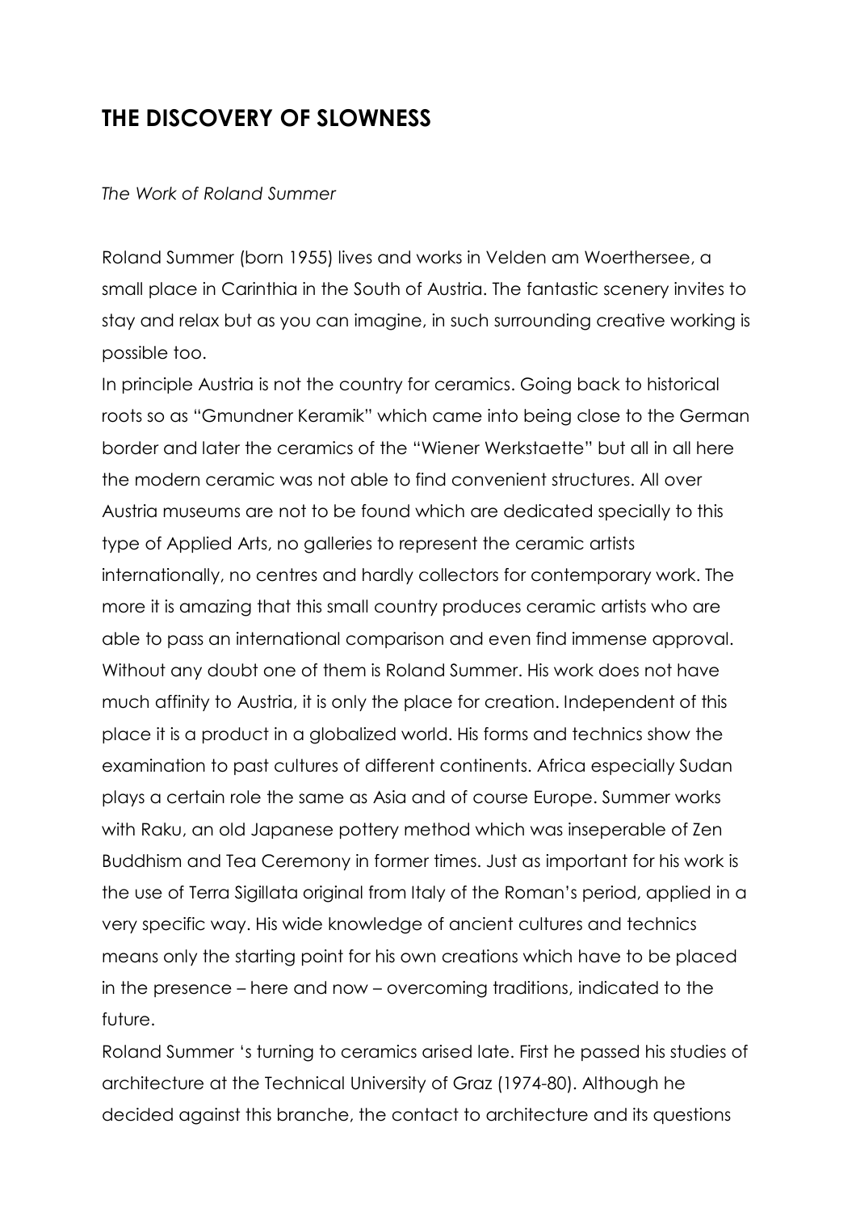# THE DISCOVERY OF SLOWNESS

*The Work of Roland Summer*

Roland Summer (born 1955) lives and works in Velden am Woerthersee, a small place in Carinthia in the South of Austria. The fantastic scenery invites to stay and relax but as you can imagine, in such surrounding creative working is possible too.

In principle Austria is not the country for ceramics. Going back to historical roots so as "Gmundner Keramik" which came into being close to the German border and later the ceramics of the "Wiener Werkstaette" but all in all here the modern ceramic was not able to find convenient structures. All over Austria museums are not to be found which are dedicated specially to this type of Applied Arts, no galleries to represent the ceramic artists internationally, no centres and hardly collectors for contemporary work. The more it is amazing that this small country produces ceramic artists who are able to pass an international comparison and even find immense approval. Without any doubt one of them is Roland Summer. His work does not have much affinity to Austria, it is only the place for creation. Independent of this place it is a product in a globalized world. His forms and technics show the examination to past cultures of different continents. Africa especially Sudan plays a certain role the same as Asia and of course Europe. Summer works with Raku, an old Japanese pottery method which was inseperable of Zen Buddhism and Tea Ceremony in former times. Just as important for his work is the use of Terra Sigillata original from Italy of the Roman's period, applied in a very specific way. His wide knowledge of ancient cultures and technics means only the starting point for his own creations which have to be placed in the presence – here and now – overcoming traditions, indicated to the future.

Roland Summer 's turning to ceramics arised late. First he passed his studies of architecture at the Technical University of Graz (1974-80). Although he decided against this branche, the contact to architecture and its questions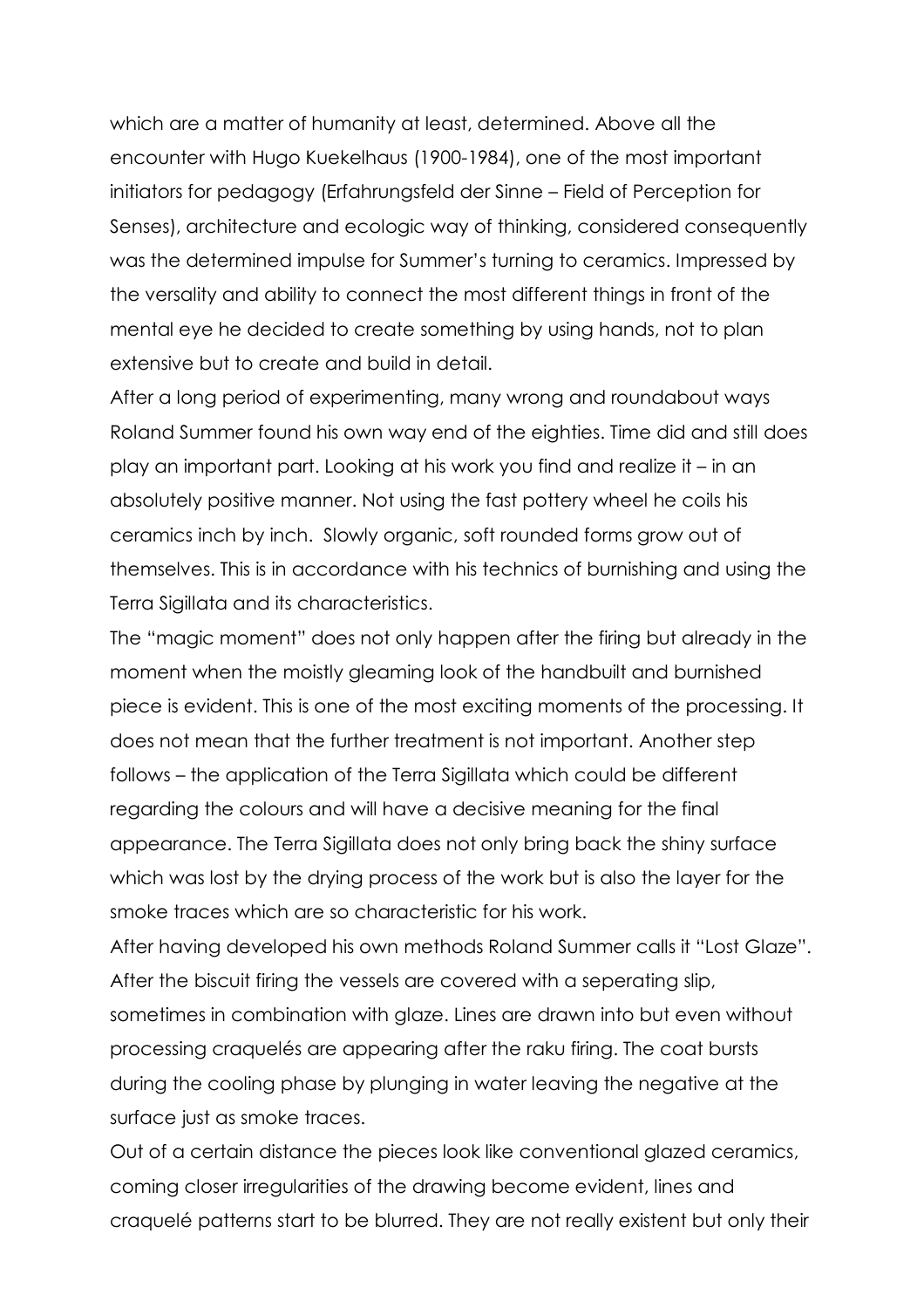which are a matter of humanity at least, determined. Above all the encounter with Hugo Kuekelhaus (1900-1984), one of the most important initiators for pedagogy (Erfahrungsfeld der Sinne – Field of Perception for Senses), architecture and ecologic way of thinking, considered consequently was the determined impulse for Summer's turning to ceramics. Impressed by the versality and ability to connect the most different things in front of the mental eye he decided to create something by using hands, not to plan extensive but to create and build in detail.

After a long period of experimenting, many wrong and roundabout ways Roland Summer found his own way end of the eighties. Time did and still does play an important part. Looking at his work you find and realize it – in an absolutely positive manner. Not using the fast pottery wheel he coils his ceramics inch by inch. Slowly organic, soft rounded forms grow out of themselves. This is in accordance with his technics of burnishing and using the Terra Sigillata and its characteristics.

The "magic moment" does not only happen after the firing but already in the moment when the moistly gleaming look of the handbuilt and burnished piece is evident. This is one of the most exciting moments of the processing. It does not mean that the further treatment is not important. Another step follows – the application of the Terra Sigillata which could be different regarding the colours and will have a decisive meaning for the final appearance. The Terra Sigillata does not only bring back the shiny surface which was lost by the drying process of the work but is also the layer for the smoke traces which are so characteristic for his work.

After having developed his own methods Roland Summer calls it "Lost Glaze". After the biscuit firing the vessels are covered with a seperating slip, sometimes in combination with glaze. Lines are drawn into but even without processing craquelés are appearing after the raku firing. The coat bursts during the cooling phase by plunging in water leaving the negative at the surface just as smoke traces.

Out of a certain distance the pieces look like conventional glazed ceramics, coming closer irregularities of the drawing become evident, lines and craquelé patterns start to be blurred. They are not really existent but only their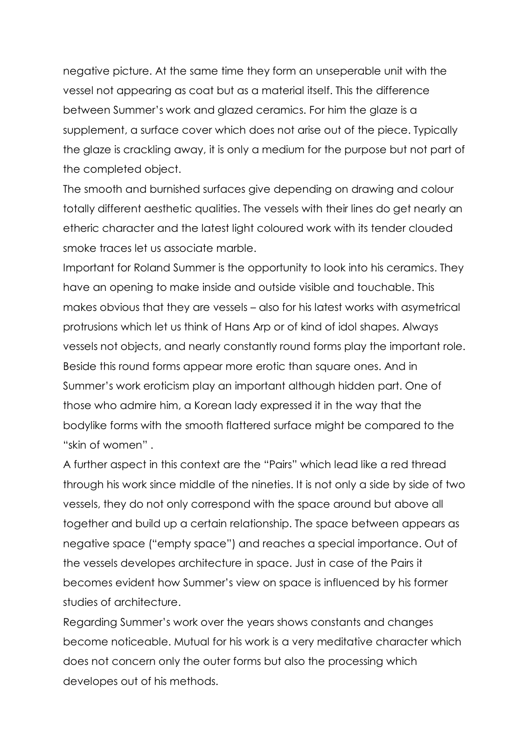negative picture. At the same time they form an unseperable unit with the vessel not appearing as coat but as a material itself. This the difference between Summer's work and glazed ceramics. For him the glaze is a supplement, a surface cover which does not arise out of the piece. Typically the glaze is crackling away, it is only a medium for the purpose but not part of the completed object.

The smooth and burnished surfaces give depending on drawing and colour totally different aesthetic qualities. The vessels with their lines do get nearly an etheric character and the latest light coloured work with its tender clouded smoke traces let us associate marble.

Important for Roland Summer is the opportunity to look into his ceramics. They have an opening to make inside and outside visible and touchable. This makes obvious that they are vessels – also for his latest works with asymetrical protrusions which let us think of Hans Arp or of kind of idol shapes. Always vessels not objects, and nearly constantly round forms play the important role. Beside this round forms appear more erotic than square ones. And in Summer's work eroticism play an important although hidden part. One of those who admire him, a Korean lady expressed it in the way that the bodylike forms with the smooth flattered surface might be compared to the "skin of women" .

A further aspect in this context are the "Pairs" which lead like a red thread through his work since middle of the nineties. It is not only a side by side of two vessels, they do not only correspond with the space around but above all together and build up a certain relationship. The space between appears as negative space ("empty space") and reaches a special importance. Out of the vessels developes architecture in space. Just in case of the Pairs it becomes evident how Summer's view on space is influenced by his former studies of architecture.

Regarding Summer's work over the years shows constants and changes become noticeable. Mutual for his work is a very meditative character which does not concern only the outer forms but also the processing which developes out of his methods.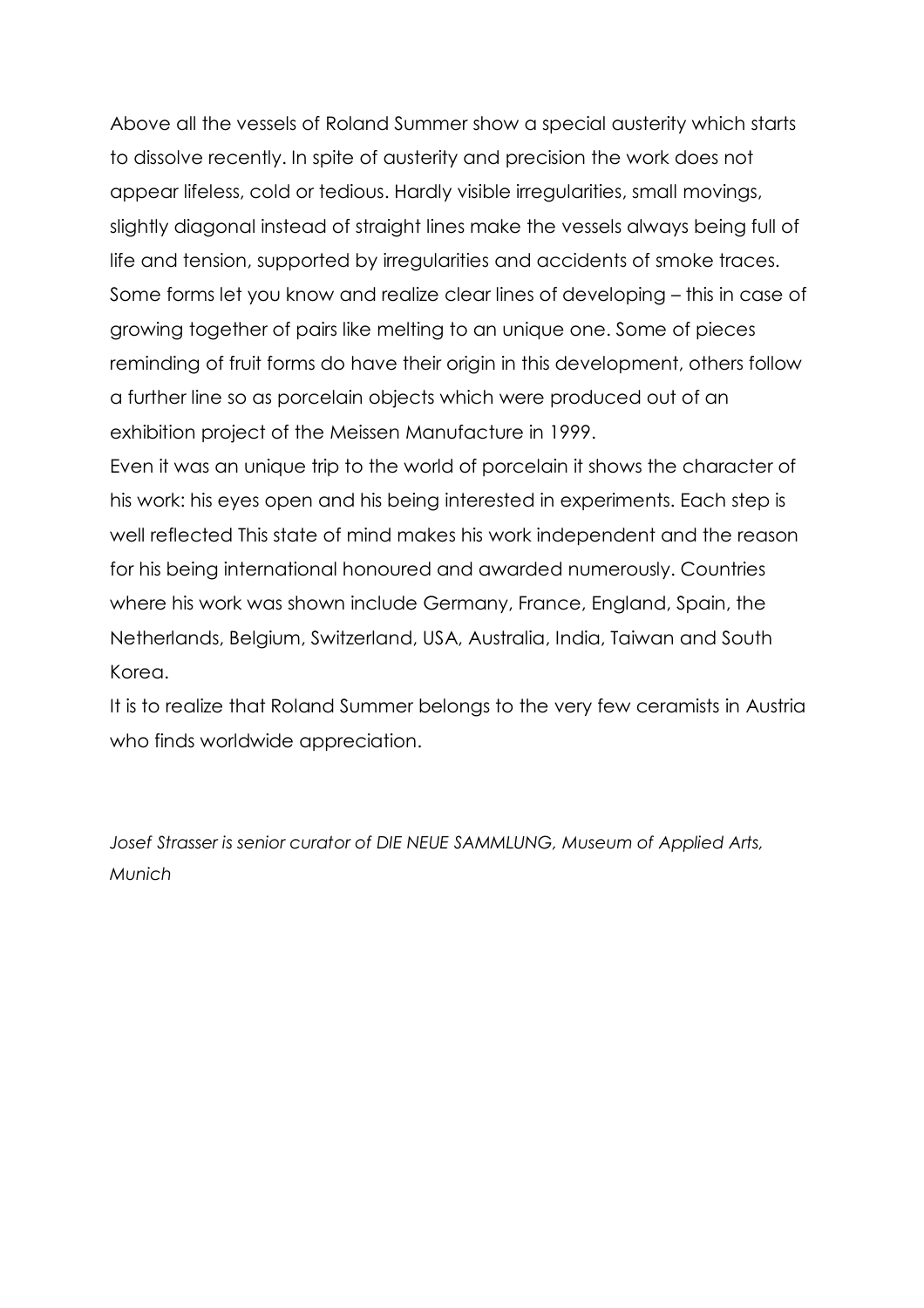Above all the vessels of Roland Summer show a special austerity which starts to dissolve recently. In spite of austerity and precision the work does not appear lifeless, cold or tedious. Hardly visible irregularities, small movings, slightly diagonal instead of straight lines make the vessels always being full of life and tension, supported by irregularities and accidents of smoke traces. Some forms let you know and realize clear lines of developing – this in case of growing together of pairs like melting to an unique one. Some of pieces reminding of fruit forms do have their origin in this development, others follow a further line so as porcelain objects which were produced out of an exhibition project of the Meissen Manufacture in 1999.

Even it was an unique trip to the world of porcelain it shows the character of his work: his eyes open and his being interested in experiments. Each step is well reflected This state of mind makes his work independent and the reason for his being international honoured and awarded numerously. Countries where his work was shown include Germany, France, England, Spain, the Netherlands, Belgium, Switzerland, USA, Australia, India, Taiwan and South Korea.

It is to realize that Roland Summer belongs to the very few ceramists in Austria who finds worldwide appreciation.

*Josef Strasser is senior curator of DIE NEUE SAMMLUNG, Museum of Applied Arts, Munich*